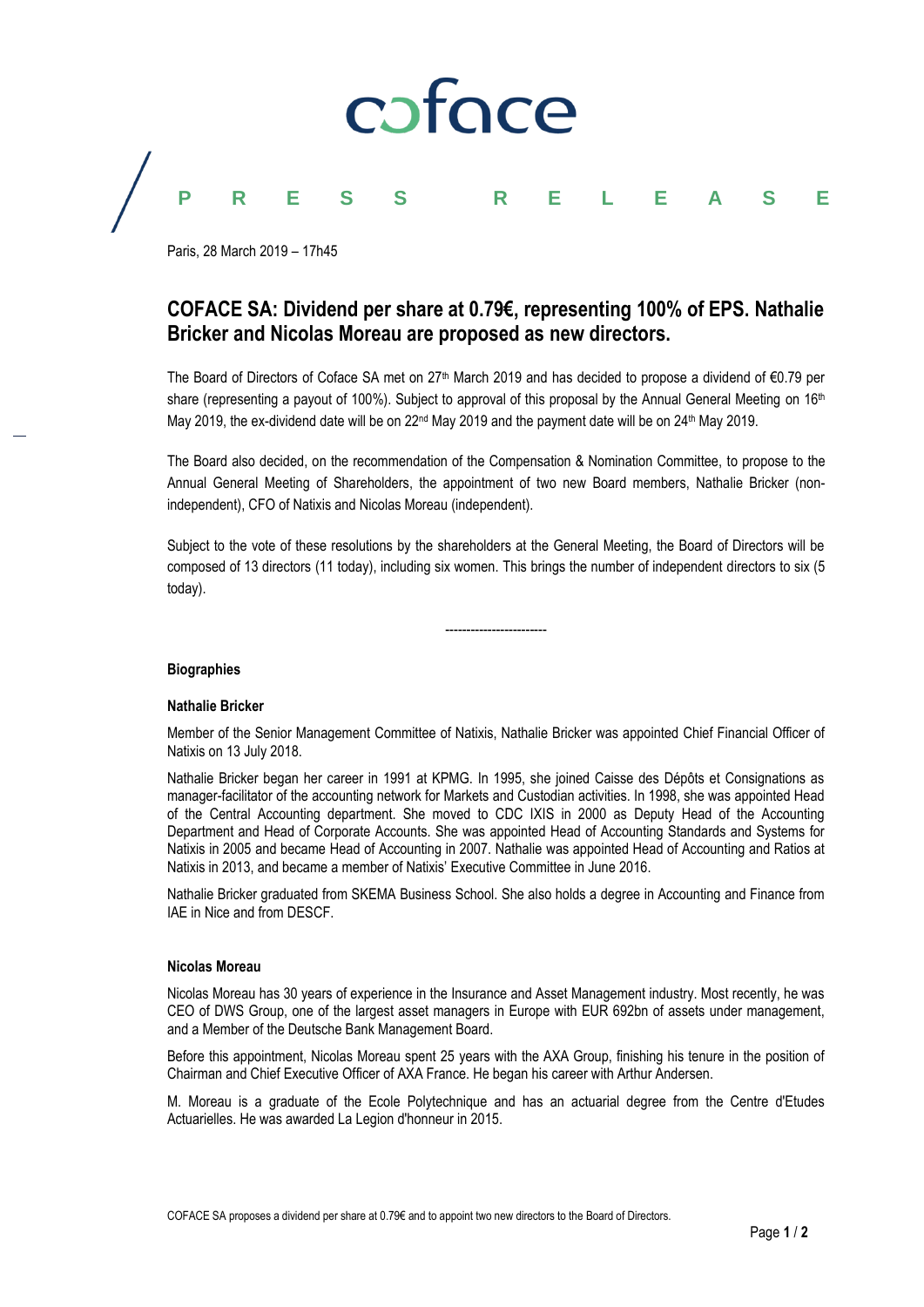coface

**PRESS RELEASE**

Paris, 28 March 2019 – 17h45

# COFACE SA: Dividend per share at 0.79€, representing 100% of EPS. Nathalie Bricker and Nicolas Moreau are proposed as new directors.

The Board of Directors of Coface SA met on 27th March 2019 and has decided to propose a dividend of €0.79 per share (representing a payout of 100%). Subject to approval of this proposal by the Annual General Meeting on 16th May 2019, the ex-dividend date will be on 22nd May 2019 and the payment date will be on 24th May 2019.

The Board also decided, on the recommendation of the Compensation & Nomination Committee, to propose to the Annual General Meeting of Shareholders, the appointment of two new Board members, Nathalie Bricker (non-independent), CFO of Natixis and Nicolas Moreau (independent).

Subject to the vote of these resolutions by the shareholders at the General Meeting, the Board of Directors will be composed of 13 directors (11 today), including six women. This brings the number of independent directors to six (5 today).

------------------------

**Biographies**

**Nathalie Bricker**

Member of the Senior Management Committee of Natixis, Nathalie Bricker was appointed Chief Financial Officer of Natixis on 13 July 2018.

Nathalie Bricker began her career in 1991 at KPMG. In 1995, she joined Caisse des Dépôts et Consignations as manager-facilitator of the accounting network for Markets and Custodian activities. In 1998, she was appointed Head of the Central Accounting department. She moved to CDC IXIS in 2000 as Deputy Head of the Accounting Department and Head of Corporate Accounts. She was appointed Head of Accounting Standards and Systems for Natixis in 2005 and became Head of Accounting in 2007. Nathalie was appointed Head of Accounting and Ratios at Natixis in 2013, and became a member of Natixis' Executive Committee in June 2016.

Nathalie Bricker graduated from SKEMA Business School. She also holds a degree in Accounting and Finance from IAE in Nice and from DESCF.

**Nicolas Moreau**

Nicolas Moreau has 30 years of experience in the Insurance and Asset Management industry. Most recently, he was CEO of DWS Group, one of the largest asset managers in Europe with EUR 692bn of assets under management, and a Member of the Deutsche Bank Management Board.

Before this appointment, Nicolas Moreau spent 25 years with the AXA Group, finishing his tenure in the position of Chairman and Chief Executive Officer of AXA France. He began his career with Arthur Andersen.

M. Moreau is a graduate of the Ecole Polytechnique and has an actuarial degree from the Centre d'Etudes Actuarielles. He was awarded La Legion d'honneur in 2015.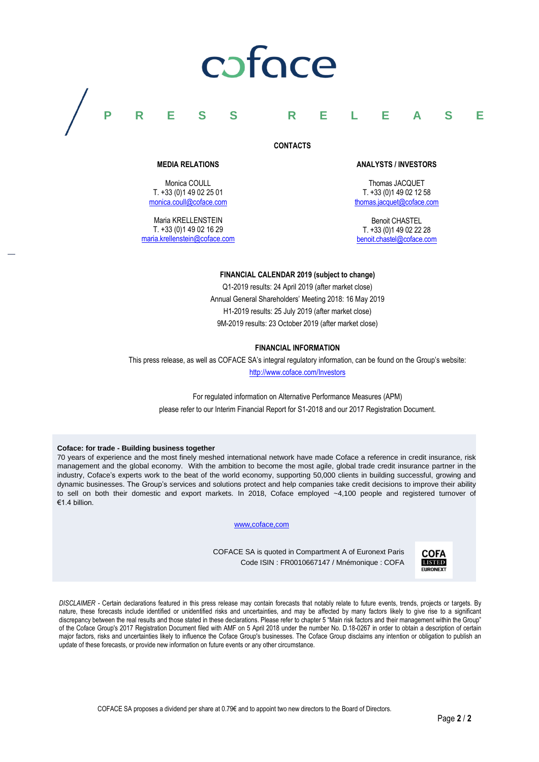# coface

## PRESS RELEASE

**CONTACTS**

**MEDIA RELATIONS**

Monica COULL
T. +33 (0)1 49 02 25 01
monica.coull@coface.com

Maria KRELLENSTEIN
T. +33 (0)1 49 02 16 29
maria.krellenstein@coface.com

**ANALYSTS / INVESTORS**

Thomas JACQUET
T. +33 (0)1 49 02 12 58
thomas.jacquet@coface.com

Benoit CHASTEL
T. +33 (0)1 49 02 22 28
benoit.chastel@coface.com

**FINANCIAL CALENDAR 2019 (subject to change)**

Q1-2019 results: 24 April 2019 (after market close)
Annual General Shareholders' Meeting 2018: 16 May 2019
H1-2019 results: 25 July 2019 (after market close)
9M-2019 results: 23 October 2019 (after market close)

**FINANCIAL INFORMATION**

This press release, as well as COFACE SA's integral regulatory information, can be found on the Group's website: http://www.coface.com/Investors

For regulated information on Alternative Performance Measures (APM)
please refer to our Interim Financial Report for S1-2018 and our 2017 Registration Document.

**Coface: for trade - Building business together**
70 years of experience and the most finely meshed international network have made Coface a reference in credit insurance, risk management and the global economy. With the ambition to become the most agile, global trade credit insurance partner in the industry, Coface's experts work to the beat of the world economy, supporting 50,000 clients in building successful, growing and dynamic businesses. The Group's services and solutions protect and help companies take credit decisions to improve their ability to sell on both their domestic and export markets. In 2018, Coface employed ~4,100 people and registered turnover of €1.4 billion.

www,coface,com

COFACE SA is quoted in Compartment A of Euronext Paris
Code ISIN : FR0010667147 / Mnémonique : COFA

COFA LISTED EURONEXT

*DISCLAIMER* - Certain declarations featured in this press release may contain forecasts that notably relate to future events, trends, projects or targets. By nature, these forecasts include identified or unidentified risks and uncertainties, and may be affected by many factors likely to give rise to a significant discrepancy between the real results and those stated in these declarations. Please refer to chapter 5 "Main risk factors and their management within the Group" of the Coface Group's 2017 Registration Document filed with AMF on 5 April 2018 under the number No. D.18-0267 in order to obtain a description of certain major factors, risks and uncertainties likely to influence the Coface Group's businesses. The Coface Group disclaims any intention or obligation to publish an update of these forecasts, or provide new information on future events or any other circumstance.